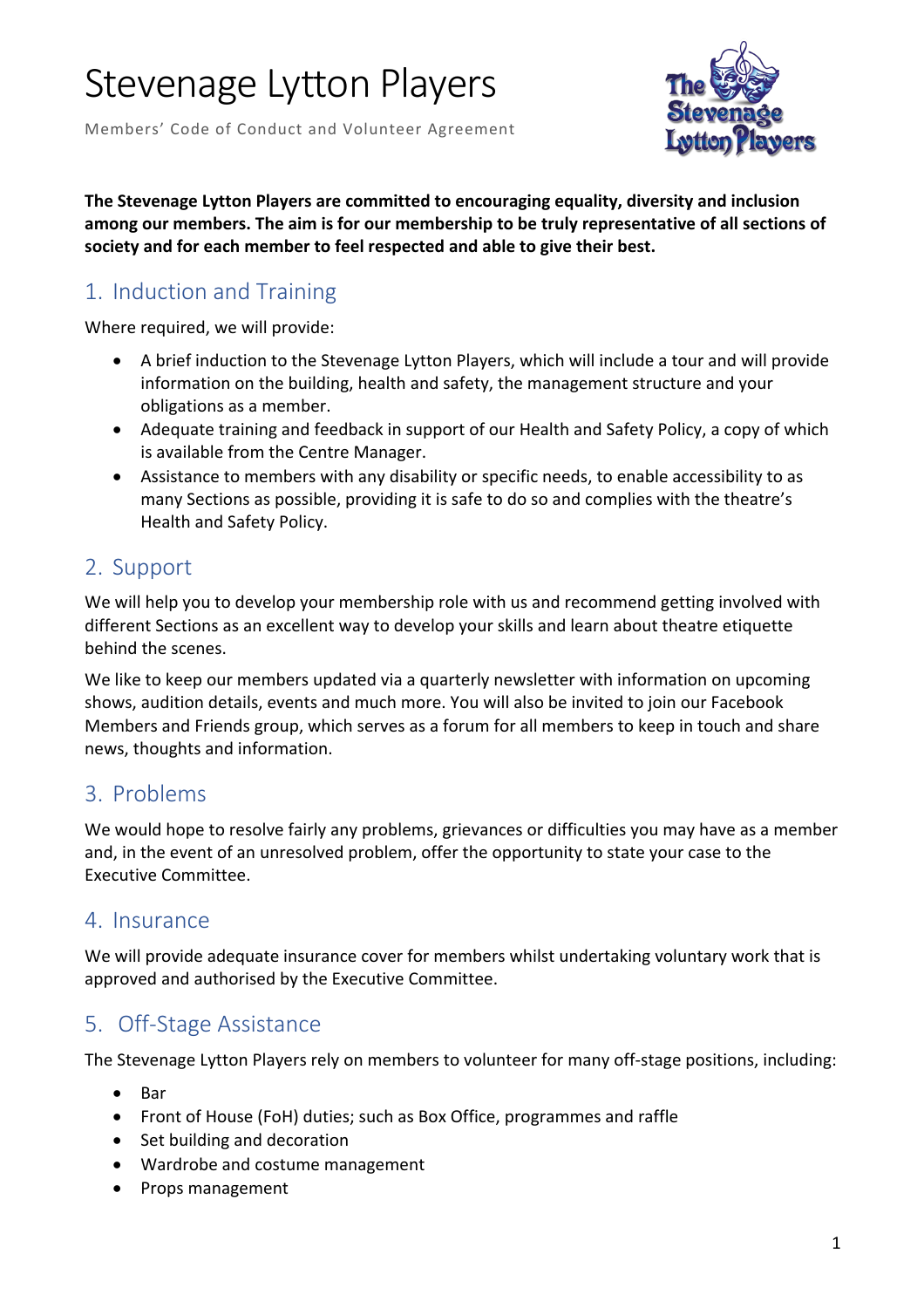# Stevenage Lytton Players

Members' Code of Conduct and Volunteer Agreement

**The Stevenage Lytton Players are committed to encouraging equality, diversity and inclusion among our members. The aim is for our membership to be truly representative of all sections of society and for each member to feel respected and able to give their best.**

## 1. Induction and Training

Where required, we will provide:

- A brief induction to the Stevenage Lytton Players, which will include a tour and will provide information on the building, health and safety, the management structure and your obligations as a member.
- Adequate training and feedback in support of our Health and Safety Policy, a copy of which is available from the Centre Manager.
- Assistance to members with any disability or specific needs, to enable accessibility to as many Sections as possible, providing it is safe to do so and complies with the theatre's Health and Safety Policy.

## 2. Support

We will help you to develop your membership role with us and recommend getting involved with different Sections as an excellent way to develop your skills and learn about theatre etiquette behind the scenes.

We like to keep our members updated via a quarterly newsletter with information on upcoming shows, audition details, events and much more. You will also be invited to join our Facebook Members and Friends group, which serves as a forum for all members to keep in touch and share news, thoughts and information.

## 3. Problems

We would hope to resolve fairly any problems, grievances or difficulties you may have as a member and, in the event of an unresolved problem, offer the opportunity to state your case to the Executive Committee.

## 4. Insurance

We will provide adequate insurance cover for members whilst undertaking voluntary work that is approved and authorised by the Executive Committee.

## 5. Off-Stage Assistance

The Stevenage Lytton Players rely on members to volunteer for many off-stage positions, including:

- Bar
- Front of House (FoH) duties; such as Box Office, programmes and raffle
- Set building and decoration
- Wardrobe and costume management
- Props management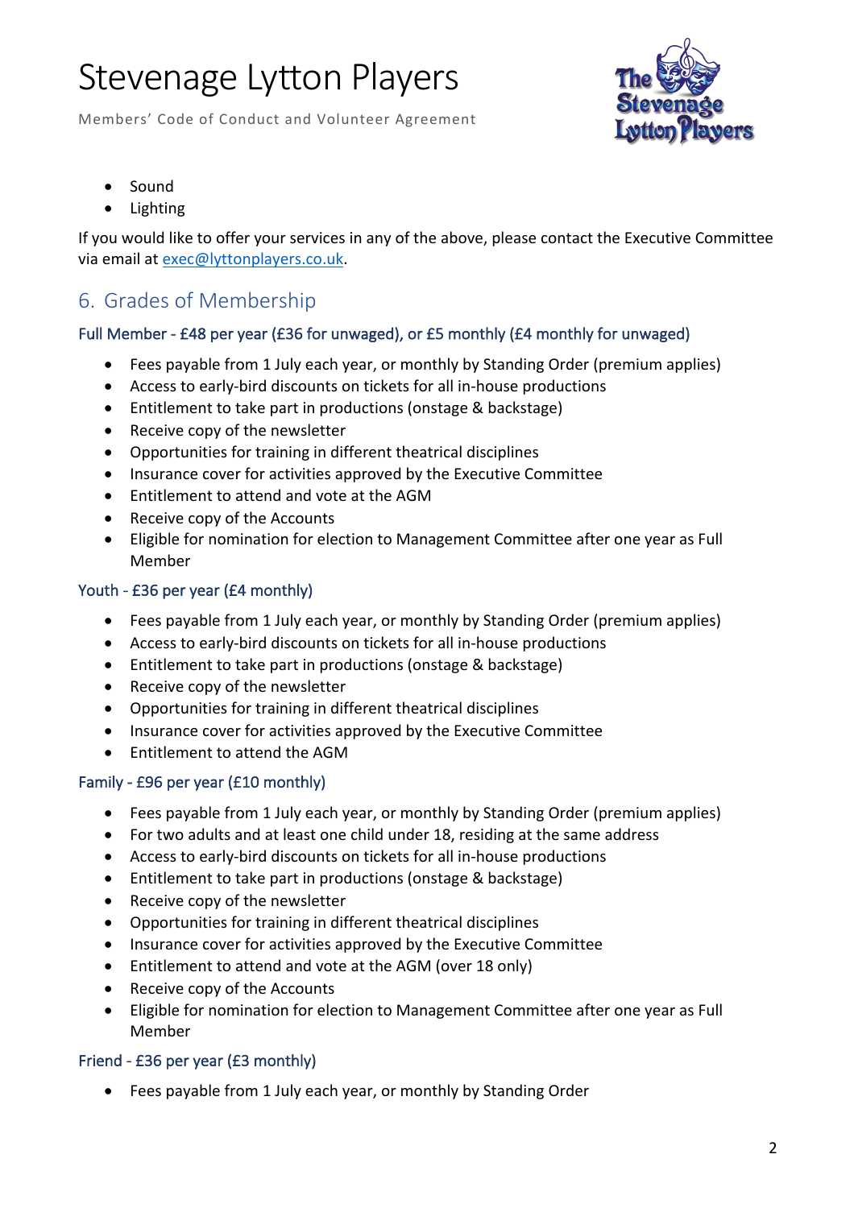- Sound
- Lighting

If you would like to offer your services in any of the above, please contact the Executive Committee via email at exec@lyttonplayers.co.uk.

## 6. Grades of Membership

### Full Member - £48 per year (£36 for unwaged), or £5 monthly (£4 monthly for unwaged)

- Fees payable from 1 July each year, or monthly by Standing Order (premium applies)
- Access to early-bird discounts on tickets for all in-house productions
- Entitlement to take part in productions (onstage & backstage)
- Receive copy of the newsletter
- Opportunities for training in different theatrical disciplines
- Insurance cover for activities approved by the Executive Committee
- Entitlement to attend and vote at the AGM
- Receive copy of the Accounts
- Eligible for nomination for election to Management Committee after one year as Full Member

### Youth - £36 per year (£4 monthly)

- Fees payable from 1 July each year, or monthly by Standing Order (premium applies)
- Access to early-bird discounts on tickets for all in-house productions
- Entitlement to take part in productions (onstage & backstage)
- Receive copy of the newsletter
- Opportunities for training in different theatrical disciplines
- Insurance cover for activities approved by the Executive Committee
- Entitlement to attend the AGM

### Family - £96 per year (£10 monthly)

- Fees payable from 1 July each year, or monthly by Standing Order (premium applies)
- For two adults and at least one child under 18, residing at the same address
- Access to early-bird discounts on tickets for all in-house productions
- Entitlement to take part in productions (onstage & backstage)
- Receive copy of the newsletter
- Opportunities for training in different theatrical disciplines
- Insurance cover for activities approved by the Executive Committee
- Entitlement to attend and vote at the AGM (over 18 only)
- Receive copy of the Accounts
- Eligible for nomination for election to Management Committee after one year as Full Member

### Friend - £36 per year (£3 monthly)

- Fees payable from 1 July each year, or monthly by Standing Order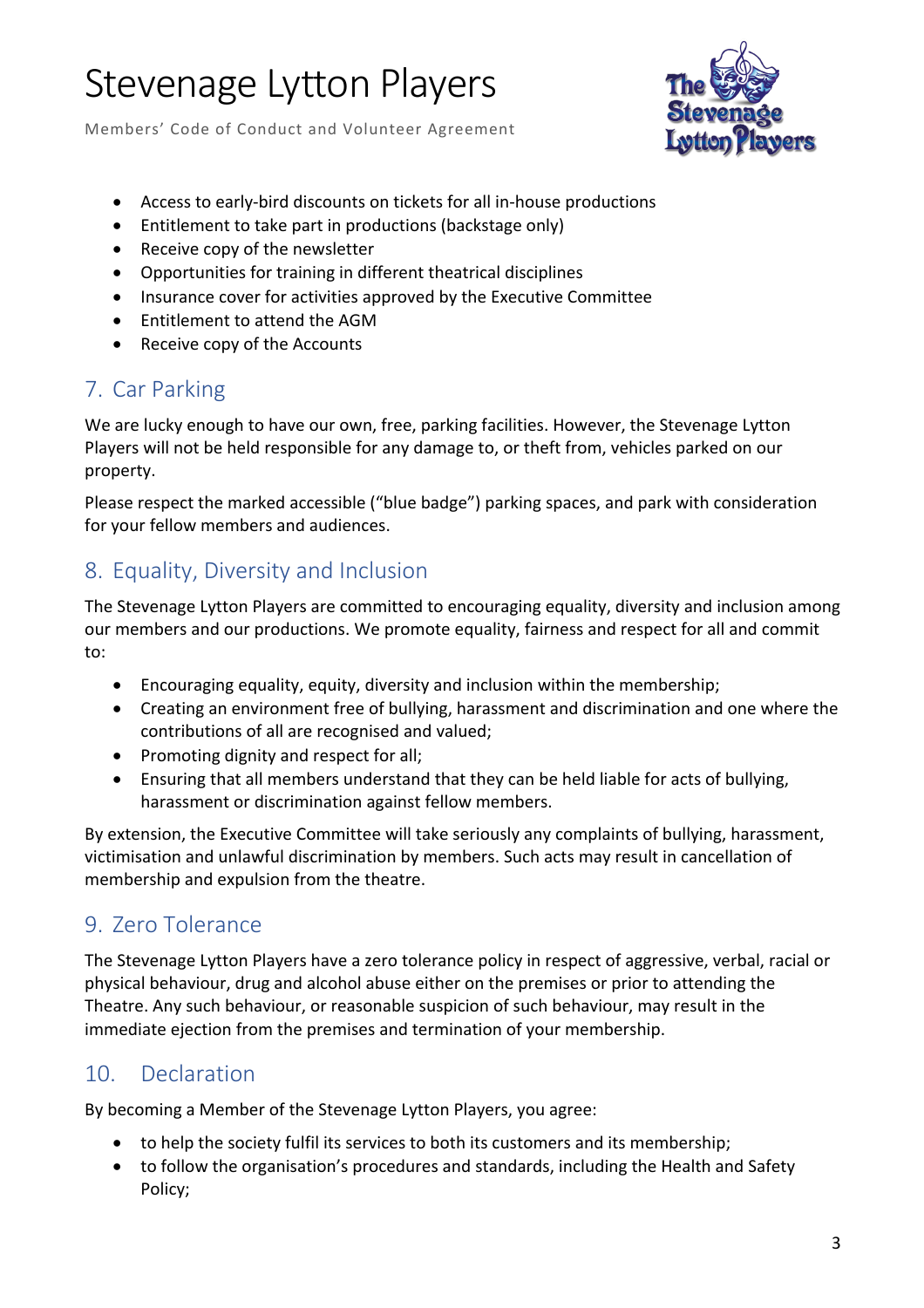- Access to early-bird discounts on tickets for all in-house productions
- Entitlement to take part in productions (backstage only)
- Receive copy of the newsletter
- Opportunities for training in different theatrical disciplines
- Insurance cover for activities approved by the Executive Committee
- Entitlement to attend the AGM
- Receive copy of the Accounts

## 7. Car Parking

We are lucky enough to have our own, free, parking facilities. However, the Stevenage Lytton Players will not be held responsible for any damage to, or theft from, vehicles parked on our property.

Please respect the marked accessible ("blue badge") parking spaces, and park with consideration for your fellow members and audiences.

## 8. Equality, Diversity and Inclusion

The Stevenage Lytton Players are committed to encouraging equality, diversity and inclusion among our members and our productions. We promote equality, fairness and respect for all and commit to:

- Encouraging equality, equity, diversity and inclusion within the membership;
- Creating an environment free of bullying, harassment and discrimination and one where the contributions of all are recognised and valued;
- Promoting dignity and respect for all;
- Ensuring that all members understand that they can be held liable for acts of bullying, harassment or discrimination against fellow members.

By extension, the Executive Committee will take seriously any complaints of bullying, harassment, victimisation and unlawful discrimination by members. Such acts may result in cancellation of membership and expulsion from the theatre.

## 9. Zero Tolerance

The Stevenage Lytton Players have a zero tolerance policy in respect of aggressive, verbal, racial or physical behaviour, drug and alcohol abuse either on the premises or prior to attending the Theatre. Any such behaviour, or reasonable suspicion of such behaviour, may result in the immediate ejection from the premises and termination of your membership.

## 10. Declaration

By becoming a Member of the Stevenage Lytton Players, you agree:

- to help the society fulfil its services to both its customers and its membership;
- to follow the organisation's procedures and standards, including the Health and Safety Policy;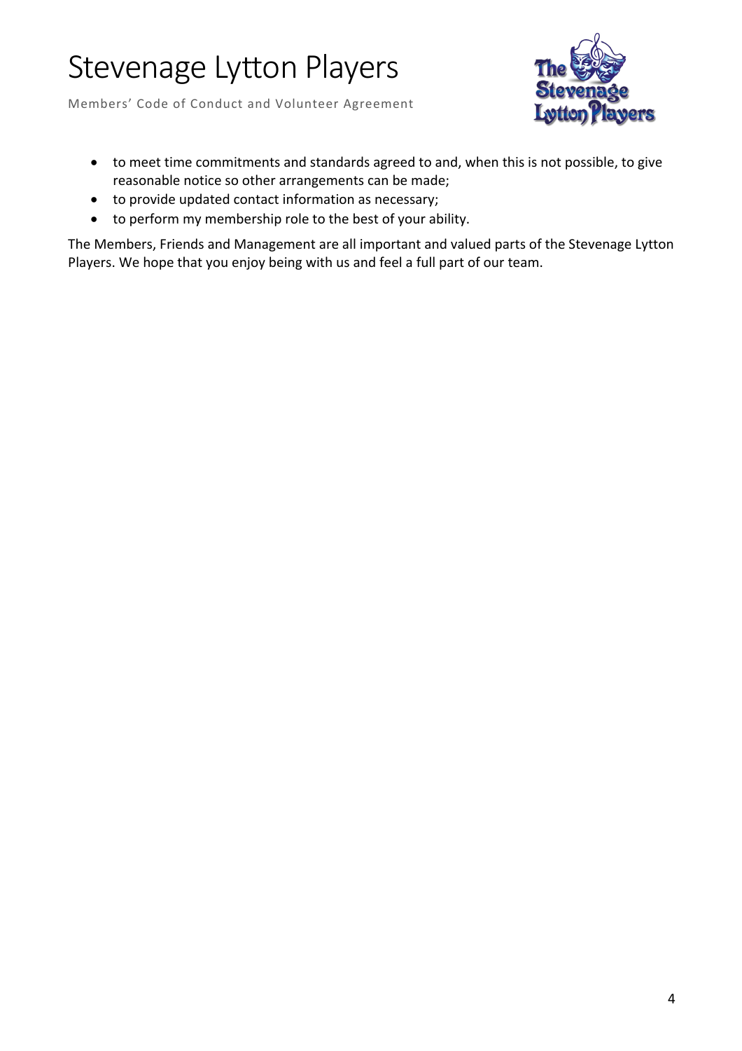- to meet time commitments and standards agreed to and, when this is not possible, to give reasonable notice so other arrangements can be made;
- to provide updated contact information as necessary;
- to perform my membership role to the best of your ability.

The Members, Friends and Management are all important and valued parts of the Stevenage Lytton Players. We hope that you enjoy being with us and feel a full part of our team.